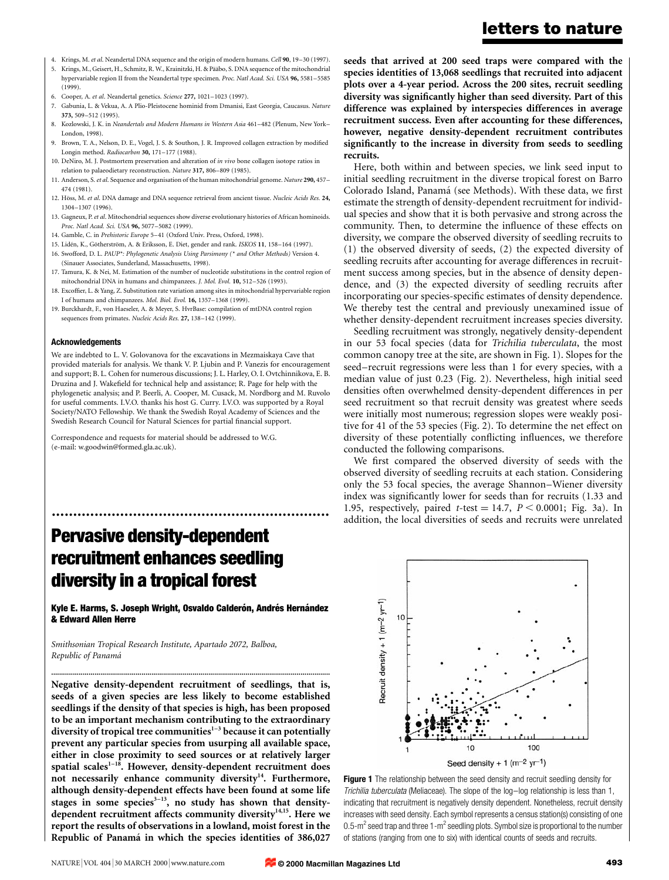4. Krings, M. *et al.* Neandertal DNA sequence and the origin of modern humans. *Cell* **90**, 19–30 (1997).
5. Krings, M., Geisert, H., Schmitz, R. W., Krainitzki, H. & Pääbo, S. DNA sequence of the mitochondrial hypervariable region II from the Neandertal type specimen. *Proc. Natl Acad. Sci. USA* **96,** 5581–5585 (1999).
6. Cooper, A. *et al.* Neandertal genetics. *Science* **277,** 1021–1023 (1997).
7. Gabunia, L. & Vekua, A. A Plio-Pleistocene hominid from Dmanisi, East Georgia, Caucasus. *Nature* **373,** 509–512 (1995).
8. Kozlowski, J. K. in *Neandertals and Modern Humans in Western Asia* 461–482 (Plenum, New York–London, 1998).
9. Brown, T. A., Nelson, D. E., Vogel, J. S. & Southon, J. R. Improved collagen extraction by modified Longin method. *Radiocarbon* **30,** 171–177 (1988).
10. DeNiro, M. J. Postmortem preservation and alteration of *in vivo* bone collagen isotope ratios in relation to palaeodietary reconstruction. *Nature* **317,** 806–809 (1985).
11. Anderson, S. *et al.* Sequence and organisation of the human mitochondrial genome. *Nature* **290,** 457–474 (1981).
12. Höss, M. *et al.* DNA damage and DNA sequence retrieval from ancient tissue. *Nucleic Acids Res.* **24,** 1304–1307 (1996).
13. Gagneux, P. *et al.* Mitochondrial sequences show diverse evolutionary histories of African hominoids. *Proc. Natl Acad. Sci. USA* **96,** 5077–5082 (1999).
14. Gamble, C. in *Prehistoric Europe* 5–41 (Oxford Univ. Press, Oxford, 1998).
15. Lidén, K., Götherström, A. & Eriksson, E. Diet, gender and rank. *ISKOS* **11**, 158–164 (1997).
16. Swofford, D. L. *PAUP\*: Phylogenetic Analysis Using Parsimony (\* and Other Methods)* Version 4. (Sinauer Associates, Sunderland, Massachusetts, 1998).
17. Tamura, K. & Nei, M. Estimation of the number of nucleotide substitutions in the control region of mitochondrial DNA in humans and chimpanzees. *J. Mol. Evol.* **10,** 512–526 (1993).
18. Excoffier, L. & Yang, Z. Substitution rate variation among sites in mitochondrial hypervariable region I of humans and chimpanzees. *Mol. Biol. Evol.* **16,** 1357–1368 (1999).
19. Burckhardt, F., von Haeseler, A. & Meyer, S. HvrBase: compilation of mtDNA control region sequences from primates. *Nucleic Acids Res.* **27,** 138–142 (1999).

#### Acknowledgements

We are indebted to L. V. Golovanova for the excavations in Mezmaiskaya Cave that provided materials for analysis. We thank V. P. Ljubin and P. Vanezis for encouragement and support; B. L. Cohen for numerous discussions; J. L. Harley, O. I. Ovtchinnikova, E. B. Druzina and J. Wakefield for technical help and assistance; R. Page for help with the phylogenetic analysis; and P. Beerli, A. Cooper, M. Cusack, M. Nordborg and M. Ruvolo for useful comments. I.V.O. thanks his host G. Curry. I.V.O. was supported by a Royal Society/NATO Fellowship. We thank the Swedish Royal Academy of Sciences and the Swedish Research Council for Natural Sciences for partial financial support.

Correspondence and requests for material should be addressed to W.G. (e-mail: w.goodwin@formed.gla.ac.uk).

# Pervasive density-dependent recruitment enhances seedling diversity in a tropical forest

**Kyle E. Harms, S. Joseph Wright, Osvaldo Calderón, Andrés Hernández & Edward Allen Herre**

*Smithsonian Tropical Research Institute, Apartado 2072, Balboa, Republic of Panamá*

**Negative density-dependent recruitment of seedlings, that is, seeds of a given species are less likely to become established seedlings if the density of that species is high, has been proposed to be an important mechanism contributing to the extraordinary diversity of tropical tree communities[1–3] because it can potentially prevent any particular species from usurping all available space, either in close proximity to seed sources or at relatively larger spatial scales[1–18]. However, density-dependent recruitment does not necessarily enhance community diversity[14]. Furthermore, although density-dependent effects have been found at some life stages in some species[3–13], no study has shown that density-dependent recruitment affects community diversity[14,15]. Here we report the results of observations in a lowland, moist forest in the Republic of Panamá in which the species identities of 386,027 seeds that arrived at 200 seed traps were compared with the species identities of 13,068 seedlings that recruited into adjacent plots over a 4-year period. Across the 200 sites, recruit seedling diversity was significantly higher than seed diversity. Part of this difference was explained by interspecies differences in average recruitment success. Even after accounting for these differences, however, negative density-dependent recruitment contributes significantly to the increase in diversity from seeds to seedling recruits.**

Here, both within and between species, we link seed input to initial seedling recruitment in the diverse tropical forest on Barro Colorado Island, Panamá (see Methods). With these data, we first estimate the strength of density-dependent recruitment for individual species and show that it is both pervasive and strong across the community. Then, to determine the influence of these effects on diversity, we compare the observed diversity of seedling recruits to (1) the observed diversity of seeds, (2) the expected diversity of seedling recruits after accounting for average differences in recruitment success among species, but in the absence of density dependence, and (3) the expected diversity of seedling recruits after incorporating our species-specific estimates of density dependence. We thereby test the central and previously unexamined issue of whether density-dependent recruitment increases species diversity.

Seedling recruitment was strongly, negatively density-dependent in our 53 focal species (data for *Trichilia tuberculata*, the most common canopy tree at the site, are shown in Fig. 1). Slopes for the seed–recruit regressions were less than 1 for every species, with a median value of just 0.23 (Fig. 2). Nevertheless, high initial seed densities often overwhelmed density-dependent differences in per seed recruitment so that recruit density was greatest where seeds were initially most numerous; regression slopes were weakly positive for 41 of the 53 species (Fig. 2). To determine the net effect on diversity of these potentially conflicting influences, we therefore conducted the following comparisons.

We first compared the observed diversity of seeds with the observed diversity of seedling recruits at each station. Considering only the 53 focal species, the average Shannon–Wiener diversity index was significantly lower for seeds than for recruits (1.33 and 1.95, respectively, paired $t$-test = 14.7, $P < 0.0001$; Fig. 3a). In addition, the local diversities of seeds and recruits were unrelated

**Figure 1** The relationship between the seed density and recruit seedling density for *Trichilia tuberculata* (Meliaceae). The slope of the log–log relationship is less than 1, indicating that recruitment is negatively density dependent. Nonetheless, recruit density increases with seed density. Each symbol represents a census station(s) consisting of one 0.5-$m^2$ seed trap and three 1-$m^2$ seedling plots. Symbol size is proportional to the number of stations (ranging from one to six) with identical counts of seeds and recruits.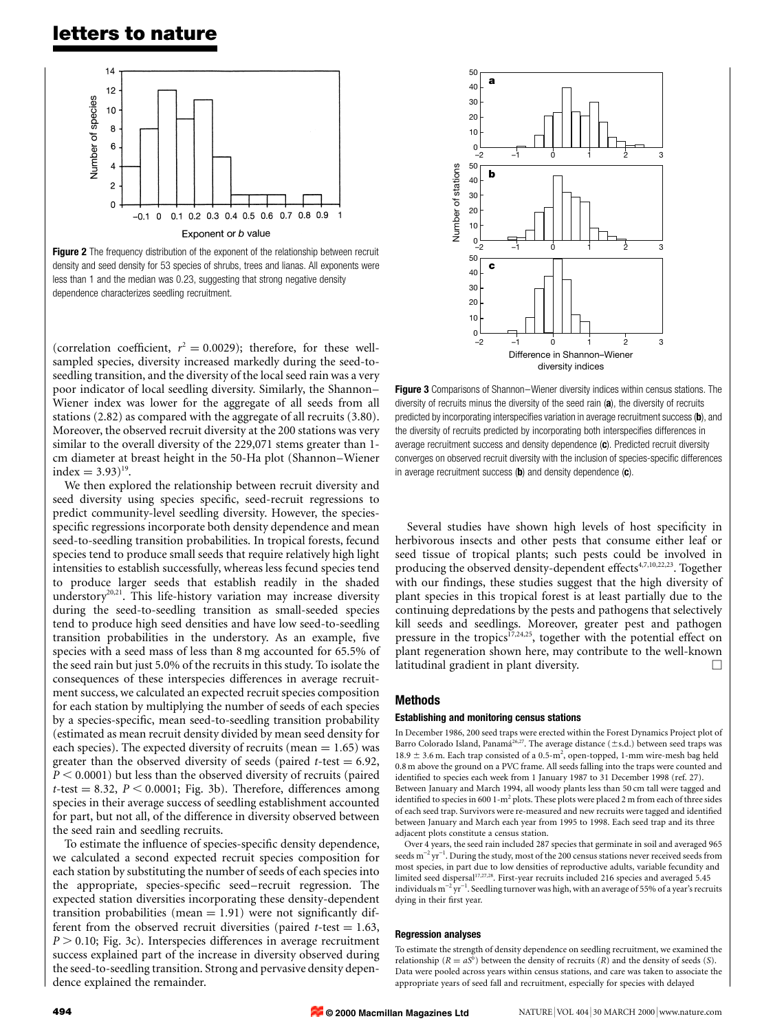**Figure 2** The frequency distribution of the exponent of the relationship between recruit density and seed density for 53 species of shrubs, trees and lianas. All exponents were less than 1 and the median was 0.23, suggesting that strong negative density dependence characterizes seedling recruitment.

(correlation coefficient, $r^2 = 0.0029$); therefore, for these well-sampled species, diversity increased markedly during the seed-to-seedling transition, and the diversity of the local seed rain was a very poor indicator of local seedling diversity. Similarly, the Shannon–Wiener index was lower for the aggregate of all seeds from all stations (2.82) as compared with the aggregate of all recruits (3.80). Moreover, the observed recruit diversity at the 200 stations was very similar to the overall diversity of the 229,071 stems greater than 1-cm diameter at breast height in the 50-Ha plot (Shannon–Wiener index = 3.93)[19].

We then explored the relationship between recruit diversity and seed diversity using species specific, seed-recruit regressions to predict community-level seedling diversity. However, the species-specific regressions incorporate both density dependence and mean seed-to-seedling transition probabilities. In tropical forests, fecund species tend to produce small seeds that require relatively high light intensities to establish successfully, whereas less fecund species tend to produce larger seeds that establish readily in the shaded understory[20,21]. This life-history variation may increase diversity during the seed-to-seedling transition as small-seeded species tend to produce high seed densities and have low seed-to-seedling transition probabilities in the understory. As an example, five species with a seed mass of less than 8 mg accounted for 65.5% of the seed rain but just 5.0% of the recruits in this study. To isolate the consequences of these interspecies differences in average recruitment success, we calculated an expected recruit species composition for each station by multiplying the number of seeds of each species by a species-specific, mean seed-to-seedling transition probability (estimated as mean recruit density divided by mean seed density for each species). The expected diversity of recruits (mean = 1.65) was greater than the observed diversity of seeds (paired $t$-test = 6.92, $P < 0.0001$) but less than the observed diversity of recruits (paired $t$-test = 8.32, $P < 0.0001$; Fig. 3b). Therefore, differences among species in their average success of seedling establishment accounted for part, but not all, of the difference in diversity observed between the seed rain and seedling recruits.

To estimate the influence of species-specific density dependence, we calculated a second expected recruit species composition for each station by substituting the number of seeds of each species into the appropriate, species-specific seed–recruit regression. The expected station diversities incorporating these density-dependent transition probabilities (mean = 1.91) were not significantly different from the observed recruit diversities (paired $t$-test = 1.63, $P > 0.10$; Fig. 3c). Interspecies differences in average recruitment success explained part of the increase in diversity observed during the seed-to-seedling transition. Strong and pervasive density dependence explained the remainder.

**Figure 3** Comparisons of Shannon–Wiener diversity indices within census stations. The diversity of recruits minus the diversity of the seed rain (**a**), the diversity of recruits predicted by incorporating interspecifies variation in average recruitment success (**b**), and the diversity of recruits predicted by incorporating both interspecifies differences in average recruitment success and density dependence (**c**). Predicted recruit diversity converges on observed recruit diversity with the inclusion of species-specific differences in average recruitment success (**b**) and density dependence (**c**).

Several studies have shown high levels of host specificity in herbivorous insects and other pests that consume either leaf or seed tissue of tropical plants; such pests could be involved in producing the observed density-dependent effects[4,7,10,22,23]. Together with our findings, these studies suggest that the high diversity of plant species in this tropical forest is at least partially due to the continuing depredations by the pests and pathogens that selectively kill seeds and seedlings. Moreover, greater pest and pathogen pressure in the tropics[17,24,25], together with the potential effect on plant regeneration shown here, may contribute to the well-known latitudinal gradient in plant diversity. □

## Methods

### Establishing and monitoring census stations

In December 1986, 200 seed traps were erected within the Forest Dynamics Project plot of Barro Colorado Island, Panamá[26,27]. The average distance (±s.d.) between seed traps was $18.9 \pm 3.6$ m. Each trap consisted of a 0.5-$m^2$, open-topped, 1-mm wire-mesh bag held 0.8 m above the ground on a PVC frame. All seeds falling into the traps were counted and identified to species each week from 1 January 1987 to 31 December 1998 (ref. 27). Between January and March 1994, all woody plants less than 50 cm tall were tagged and identified to species in 600 1-$m^2$ plots. These plots were placed 2 m from each of three sides of each seed trap. Survivors were re-measured and new recruits were tagged and identified between January and March each year from 1995 to 1998. Each seed trap and its three adjacent plots constitute a census station.

Over 4 years, the seed rain included 287 species that germinate in soil and averaged 965 seeds $m^{-2}$ $yr^{-1}$. During the study, most of the 200 census stations never received seeds from most species, in part due to low densities of reproductive adults, variable fecundity and limited seed dispersal[17,27,28]. First-year recruits included 216 species and averaged 5.45 individuals $m^{-2}$ $yr^{-1}$. Seedling turnover was high, with an average of 55% of a year's recruits dying in their first year.

### Regression analyses

To estimate the strength of density dependence on seedling recruitment, we examined the relationship ($R = aS^b$) between the density of recruits ($R$) and the density of seeds ($S$). Data were pooled across years within census stations, and care was taken to associate the appropriate years of seed fall and recruitment, especially for species with delayed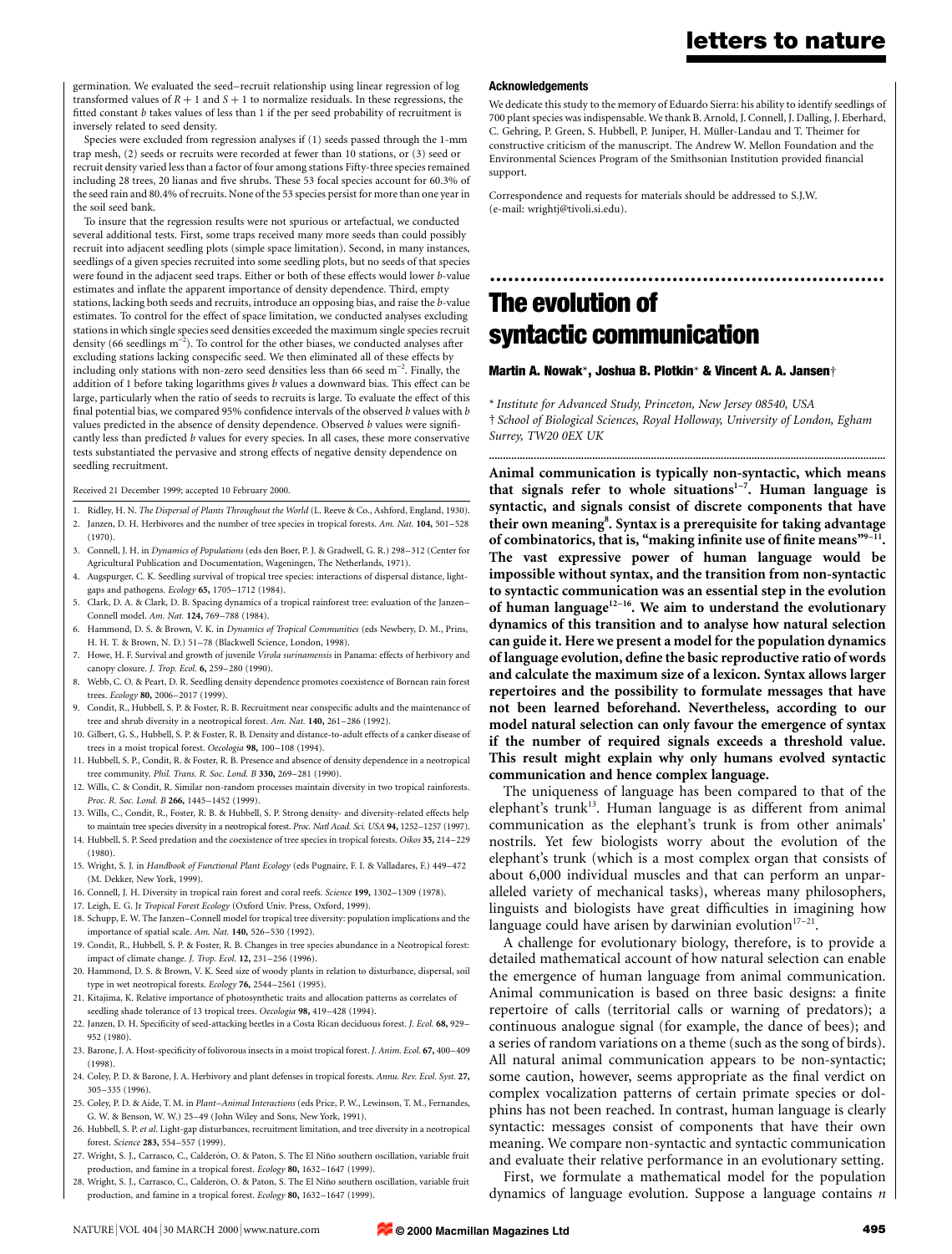germination. We evaluated the seed–recruit relationship using linear regression of log transformed values of $R + 1$ and $S + 1$ to normalize residuals. In these regressions, the fitted constant $b$ takes values of less than 1 if the per seed probability of recruitment is inversely related to seed density.

Species were excluded from regression analyses if (1) seeds passed through the 1-mm trap mesh, (2) seeds or recruits were recorded at fewer than 10 stations, or (3) seed or recruit density varied less than a factor of four among stations Fifty-three species remained including 28 trees, 20 lianas and five shrubs. These 53 focal species account for 60.3% of the seed rain and 80.4% of recruits. None of the 53 species persist for more than one year in the soil seed bank.

To insure that the regression results were not spurious or artefactual, we conducted several additional tests. First, some traps received many more seeds than could possibly recruit into adjacent seedling plots (simple space limitation). Second, in many instances, seedlings of a given species recruited into some seedling plots, but no seeds of that species were found in the adjacent seed traps. Either or both of these effects would lower $b$-value estimates and inflate the apparent importance of density dependence. Third, empty stations, lacking both seeds and recruits, introduce an opposing bias, and raise the $b$-value estimates. To control for the effect of space limitation, we conducted analyses excluding stations in which single species seed densities exceeded the maximum single species recruit density (66 seedlings $m^{-2}$). To control for the other biases, we conducted analyses after excluding stations lacking conspecific seed. We then eliminated all of these effects by including only stations with non-zero seed densities less than 66 seed $m^{-2}$. Finally, the addition of 1 before taking logarithms gives $b$ values a downward bias. This effect can be large, particularly when the ratio of seeds to recruits is large. To evaluate the effect of this final potential bias, we compared 95% confidence intervals of the observed $b$ values with $b$ values predicted in the absence of density dependence. Observed $b$ values were significantly less than predicted $b$ values for every species. In all cases, these more conservative tests substantiated the pervasive and strong effects of negative density dependence on seedling recruitment.

Received 21 December 1999; accepted 10 February 2000.

1. Ridley, H. N. *The Dispersal of Plants Throughout the World* (L. Reeve & Co., Ashford, England, 1930).
2. Janzen, D. H. Herbivores and the number of tree species in tropical forests. *Am. Nat.* **104,** 501–528 (1970).
3. Connell, J. H. in *Dynamics of Populations* (eds den Boer, P. J. & Gradwell, G. R.) 298–312 (Center for Agricultural Publication and Documentation, Wageningen, The Netherlands, 1971).
4. Augspurger, C. K. Seedling survival of tropical tree species: interactions of dispersal distance, light-gaps and pathogens. *Ecology* **65,** 1705–1712 (1984).
5. Clark, D. A. & Clark, D. B. Spacing dynamics of a tropical rainforest tree: evaluation of the Janzen–Connell model. *Am. Nat.* **124,** 769–788 (1984).
6. Hammond, D. S. & Brown, V. K. in *Dynamics of Tropical Communities* (eds Newbery, D. M., Prins, H. H. T. & Brown, N. D.) 51–78 (Blackwell Science, London, 1998).
7. Howe, H. F. Survival and growth of juvenile *Virola surinamensis* in Panama: effects of herbivory and canopy closure. *J. Trop. Ecol.* **6,** 259–280 (1990).
8. Webb, C. O. & Peart, D. R. Seedling density dependence promotes coexistence of Bornean rain forest trees. *Ecology* **80,** 2006–2017 (1999).
9. Condit, R., Hubbell, S. P. & Foster, R. B. Recruitment near conspecific adults and the maintenance of tree and shrub diversity in a neotropical forest. *Am. Nat.* **140,** 261–286 (1992).
10. Gilbert, G. S., Hubbell, S. P. & Foster, R. B. Density and distance-to-adult effects of a canker disease of trees in a moist tropical forest. *Oecologia* **98,** 100–108 (1994).
11. Hubbell, S. P., Condit, R. & Foster, R. B. Presence and absence of density dependence in a neotropical tree community. *Phil. Trans. R. Soc. Lond. B* **330,** 269–281 (1990).
12. Wills, C. & Condit, R. Similar non-random processes maintain diversity in two tropical rainforests. *Proc. R. Soc. Lond. B* **266,** 1445–1452 (1999).
13. Wills, C., Condit, R., Foster, R. B. & Hubbell, S. P. Strong density- and diversity-related effects help to maintain tree species diversity in a neotropical forest. *Proc. Natl Acad. Sci. USA* **94,** 1252–1257 (1997).
14. Hubbell, S. P. Seed predation and the coexistence of tree species in tropical forests. *Oikos* **35,** 214–229 (1980).
15. Wright, S. J. in *Handbook of Functional Plant Ecology* (eds Pugnaire, F. I. & Valladares, F.) 449–472 (M. Dekker, New York, 1999).
16. Connell, J. H. Diversity in tropical rain forest and coral reefs. *Science* **199,** 1302–1309 (1978).
17. Leigh, E. G. Jr *Tropical Forest Ecology* (Oxford Univ. Press, Oxford, 1999).
18. Schupp, E. W. The Janzen–Connell model for tropical tree diversity: population implications and the importance of spatial scale. *Am. Nat.* **140,** 526–530 (1992).
19. Condit, R., Hubbell, S. P. & Foster, R. B. Changes in tree species abundance in a Neotropical forest: impact of climate change. *J. Trop. Ecol.* **12,** 231–256 (1996).
20. Hammond, D. S. & Brown, V. K. Seed size of woody plants in relation to disturbance, dispersal, soil type in wet neotropical forests. *Ecology* **76,** 2544–2561 (1995).
21. Kitajima, K. Relative importance of photosynthetic traits and allocation patterns as correlates of seedling shade tolerance of 13 tropical trees. *Oecologia* **98,** 419–428 (1994).
22. Janzen, D. H. Specificity of seed-attacking beetles in a Costa Rican deciduous forest. *J. Ecol.* **68,** 929–952 (1980).
23. Barone, J. A. Host-specificity of folivorous insects in a moist tropical forest. *J. Anim. Ecol.* **67,** 400–409 (1998).
24. Coley, P. D. & Barone, J. A. Herbivory and plant defenses in tropical forests. *Annu. Rev. Ecol. Syst.* **27,** 305–335 (1996).
25. Coley, P. D. & Aide, T. M. in *Plant–Animal Interactions* (eds Price, P. W., Lewinson, T. M., Fernandes, G. W. & Benson, W. W.) 25–49 (John Wiley and Sons, New York, 1991).
26. Hubbell, S. P. *et al.* Light-gap disturbances, recruitment limitation, and tree diversity in a neotropical forest. *Science* **283,** 554–557 (1999).
27. Wright, S. J., Carrasco, C., Calderón, O. & Paton, S. The El Niño southern oscillation, variable fruit production, and famine in a tropical forest. *Ecology* **80,** 1632–1647 (1999).
28. Wright, S. J., Carrasco, C., Calderòn, O. & Paton, S. The El Niño southern oscillation, variable fruit production, and famine in a tropical forest. *Ecology* **80,** 1632–1647 (1999).

**Acknowledgements**

We dedicate this study to the memory of Eduardo Sierra: his ability to identify seedlings of 700 plant species was indispensable. We thank B. Arnold, J. Connell, J. Dalling, J. Eberhard, C. Gehring, P. Green, S. Hubbell, H. Müller-Landau and T. Theimer for constructive criticism of the manuscript. The Andrew W. Mellon Foundation and the Environmental Sciences Program of the Smithsonian Institution provided financial support.

Correspondence and requests for materials should be addressed to S.J.W. (e-mail: wrightj@tivoli.si.edu).

# The evolution of syntactic communication

**Martin A. Nowak\*, Joshua B. Plotkin\* & Vincent A. A. Jansen†**

\* *Institute for Advanced Study, Princeton, New Jersey 08540, USA*
† *School of Biological Sciences, Royal Holloway, University of London, Egham Surrey, TW20 0EX UK*

**Animal communication is typically non-syntactic, which means that signals refer to whole situations[1–7]. Human language is syntactic, and signals consist of discrete components that have their own meaning[8]. Syntax is a prerequisite for taking advantage of combinatorics, that is, "making infinite use of finite means"[9–11]. The vast expressive power of human language would be impossible without syntax, and the transition from non-syntactic to syntactic communication was an essential step in the evolution of human language[12–16]. We aim to understand the evolutionary dynamics of this transition and to analyse how natural selection can guide it. Here we present a model for the population dynamics of language evolution, define the basic reproductive ratio of words and calculate the maximum size of a lexicon. Syntax allows larger repertoires and the possibility to formulate messages that have not been learned beforehand. Nevertheless, according to our model natural selection can only favour the emergence of syntax if the number of required signals exceeds a threshold value. This result might explain why only humans evolved syntactic communication and hence complex language.**

The uniqueness of language has been compared to that of the elephant's trunk[13]. Human language is as different from animal communication as the elephant's trunk is from other animals' nostrils. Yet few biologists worry about the evolution of the elephant's trunk (which is a most complex organ that consists of about 6,000 individual muscles and that can perform an unparalleled variety of mechanical tasks), whereas many philosophers, linguists and biologists have great difficulties in imagining how language could have arisen by darwinian evolution[17–21].

A challenge for evolutionary biology, therefore, is to provide a detailed mathematical account of how natural selection can enable the emergence of human language from animal communication. Animal communication is based on three basic designs: a finite repertoire of calls (territorial calls or warning of predators); a continuous analogue signal (for example, the dance of bees); and a series of random variations on a theme (such as the song of birds). All natural animal communication appears to be non-syntactic; some caution, however, seems appropriate as the final verdict on complex vocalization patterns of certain primate species or dolphins has not been reached. In contrast, human language is clearly syntactic: messages consist of components that have their own meaning. We compare non-syntactic and syntactic communication and evaluate their relative performance in an evolutionary setting.

First, we formulate a mathematical model for the population dynamics of language evolution. Suppose a language contains $n$